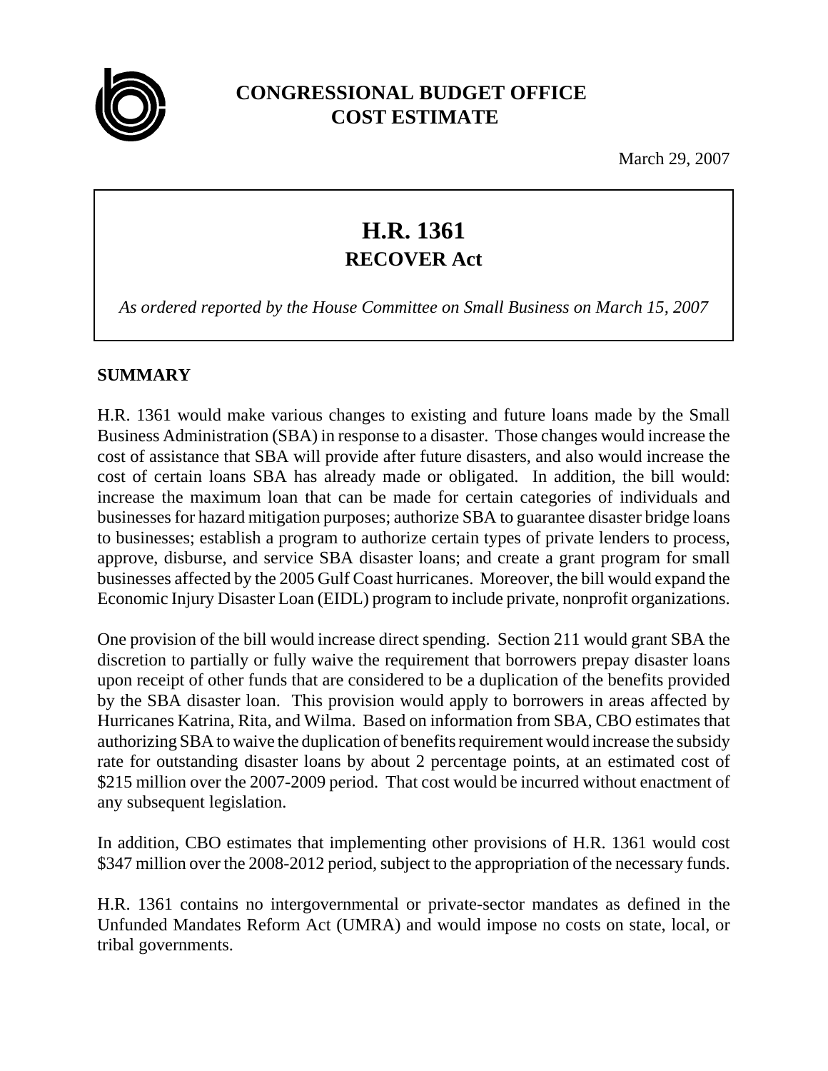# CONGRESSIONAL BUDGET OFFICE
# COST ESTIMATE

March 29, 2007

## H.R. 1361
## RECOVER Act

*As ordered reported by the House Committee on Small Business on March 15, 2007*

### SUMMARY

H.R. 1361 would make various changes to existing and future loans made by the Small Business Administration (SBA) in response to a disaster. Those changes would increase the cost of assistance that SBA will provide after future disasters, and also would increase the cost of certain loans SBA has already made or obligated. In addition, the bill would: increase the maximum loan that can be made for certain categories of individuals and businesses for hazard mitigation purposes; authorize SBA to guarantee disaster bridge loans to businesses; establish a program to authorize certain types of private lenders to process, approve, disburse, and service SBA disaster loans; and create a grant program for small businesses affected by the 2005 Gulf Coast hurricanes. Moreover, the bill would expand the Economic Injury Disaster Loan (EIDL) program to include private, nonprofit organizations.

One provision of the bill would increase direct spending. Section 211 would grant SBA the discretion to partially or fully waive the requirement that borrowers prepay disaster loans upon receipt of other funds that are considered to be a duplication of the benefits provided by the SBA disaster loan. This provision would apply to borrowers in areas affected by Hurricanes Katrina, Rita, and Wilma. Based on information from SBA, CBO estimates that authorizing SBA to waive the duplication of benefits requirement would increase the subsidy rate for outstanding disaster loans by about 2 percentage points, at an estimated cost of $215 million over the 2007-2009 period. That cost would be incurred without enactment of any subsequent legislation.

In addition, CBO estimates that implementing other provisions of H.R. 1361 would cost $347 million over the 2008-2012 period, subject to the appropriation of the necessary funds.

H.R. 1361 contains no intergovernmental or private-sector mandates as defined in the Unfunded Mandates Reform Act (UMRA) and would impose no costs on state, local, or tribal governments.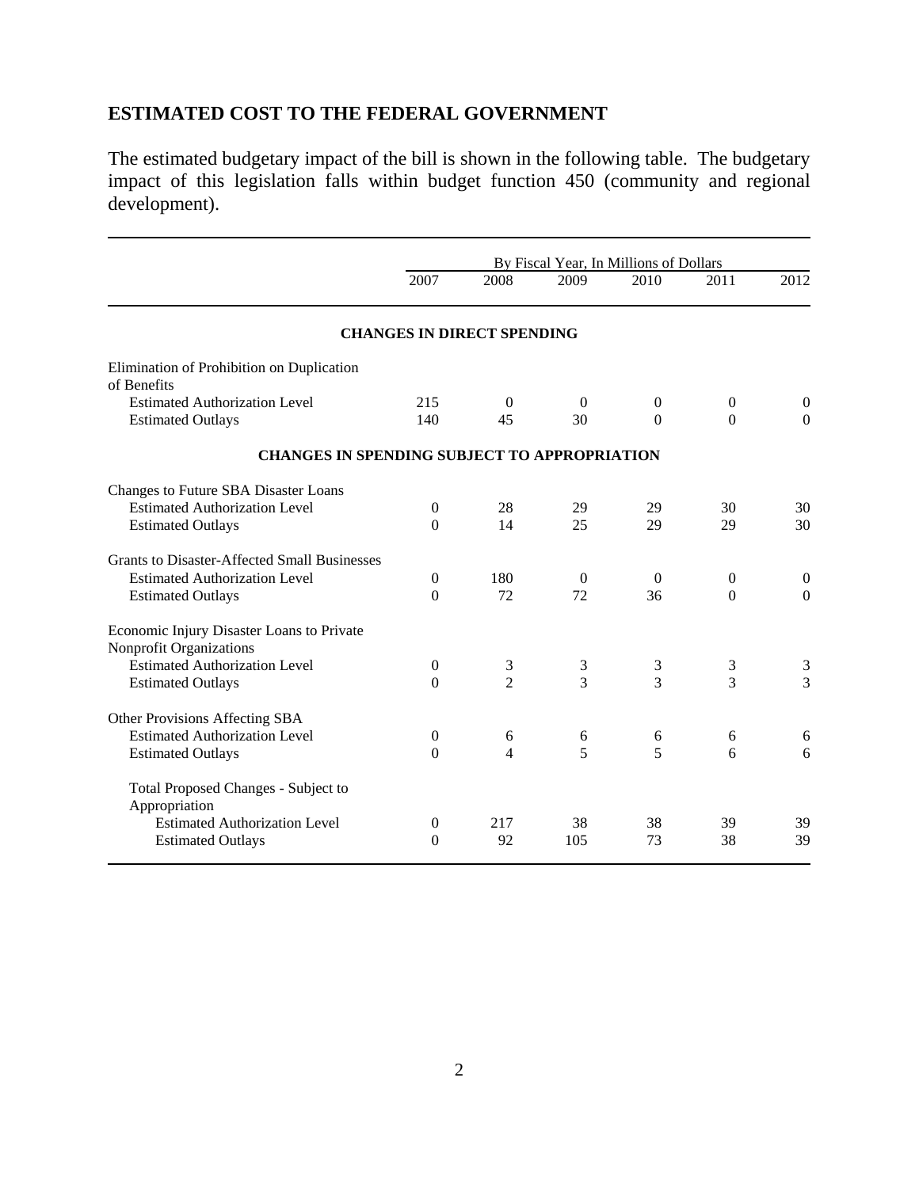## ESTIMATED COST TO THE FEDERAL GOVERNMENT

The estimated budgetary impact of the bill is shown in the following table. The budgetary impact of this legislation falls within budget function 450 (community and regional development).

| | By Fiscal Year, In Millions of Dollars | | | | | |
|---|---|---|---|---|---|---|
| | 2007 | 2008 | 2009 | 2010 | 2011 | 2012 |
| **CHANGES IN DIRECT SPENDING** | | | | | | |
| Elimination of Prohibition on Duplication of Benefits | | | | | | |
| Estimated Authorization Level | 215 | 0 | 0 | 0 | 0 | 0 |
| Estimated Outlays | 140 | 45 | 30 | 0 | 0 | 0 |
| **CHANGES IN SPENDING SUBJECT TO APPROPRIATION** | | | | | | |
| Changes to Future SBA Disaster Loans | | | | | | |
| Estimated Authorization Level | 0 | 28 | 29 | 29 | 30 | 30 |
| Estimated Outlays | 0 | 14 | 25 | 29 | 29 | 30 |
| Grants to Disaster-Affected Small Businesses | | | | | | |
| Estimated Authorization Level | 0 | 180 | 0 | 0 | 0 | 0 |
| Estimated Outlays | 0 | 72 | 72 | 36 | 0 | 0 |
| Economic Injury Disaster Loans to Private Nonprofit Organizations | | | | | | |
| Estimated Authorization Level | 0 | 3 | 3 | 3 | 3 | 3 |
| Estimated Outlays | 0 | 2 | 3 | 3 | 3 | 3 |
| Other Provisions Affecting SBA | | | | | | |
| Estimated Authorization Level | 0 | 6 | 6 | 6 | 6 | 6 |
| Estimated Outlays | 0 | 4 | 5 | 5 | 6 | 6 |
| Total Proposed Changes - Subject to Appropriation | | | | | | |
| Estimated Authorization Level | 0 | 217 | 38 | 38 | 39 | 39 |
| Estimated Outlays | 0 | 92 | 105 | 73 | 38 | 39 |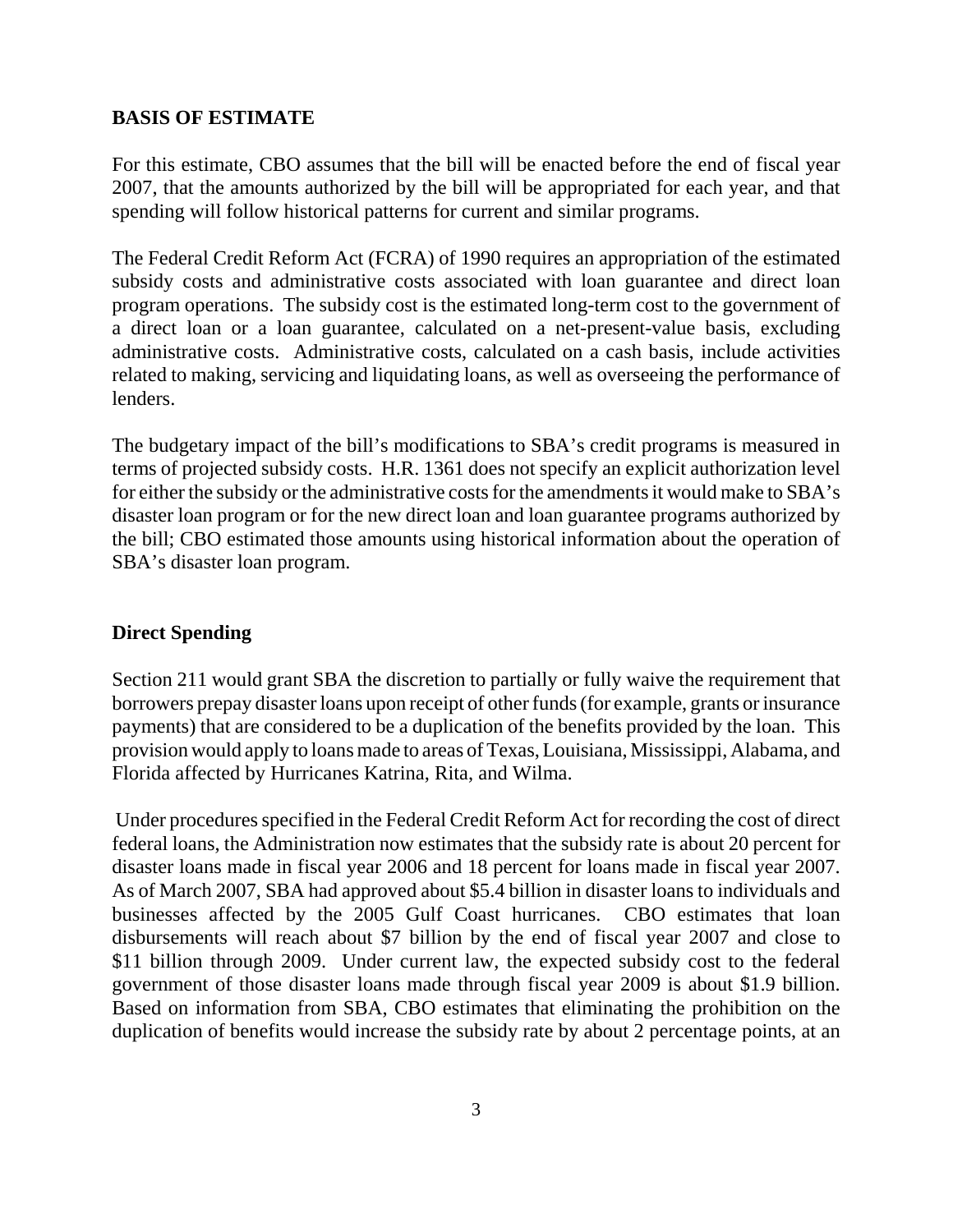## BASIS OF ESTIMATE

For this estimate, CBO assumes that the bill will be enacted before the end of fiscal year 2007, that the amounts authorized by the bill will be appropriated for each year, and that spending will follow historical patterns for current and similar programs.

The Federal Credit Reform Act (FCRA) of 1990 requires an appropriation of the estimated subsidy costs and administrative costs associated with loan guarantee and direct loan program operations. The subsidy cost is the estimated long-term cost to the government of a direct loan or a loan guarantee, calculated on a net-present-value basis, excluding administrative costs. Administrative costs, calculated on a cash basis, include activities related to making, servicing and liquidating loans, as well as overseeing the performance of lenders.

The budgetary impact of the bill's modifications to SBA's credit programs is measured in terms of projected subsidy costs. H.R. 1361 does not specify an explicit authorization level for either the subsidy or the administrative costs for the amendments it would make to SBA's disaster loan program or for the new direct loan and loan guarantee programs authorized by the bill; CBO estimated those amounts using historical information about the operation of SBA's disaster loan program.

### Direct Spending

Section 211 would grant SBA the discretion to partially or fully waive the requirement that borrowers prepay disaster loans upon receipt of other funds (for example, grants or insurance payments) that are considered to be a duplication of the benefits provided by the loan. This provision would apply to loans made to areas of Texas, Louisiana, Mississippi, Alabama, and Florida affected by Hurricanes Katrina, Rita, and Wilma.

Under procedures specified in the Federal Credit Reform Act for recording the cost of direct federal loans, the Administration now estimates that the subsidy rate is about 20 percent for disaster loans made in fiscal year 2006 and 18 percent for loans made in fiscal year 2007. As of March 2007, SBA had approved about $5.4 billion in disaster loans to individuals and businesses affected by the 2005 Gulf Coast hurricanes. CBO estimates that loan disbursements will reach about $7 billion by the end of fiscal year 2007 and close to $11 billion through 2009. Under current law, the expected subsidy cost to the federal government of those disaster loans made through fiscal year 2009 is about $1.9 billion. Based on information from SBA, CBO estimates that eliminating the prohibition on the duplication of benefits would increase the subsidy rate by about 2 percentage points, at an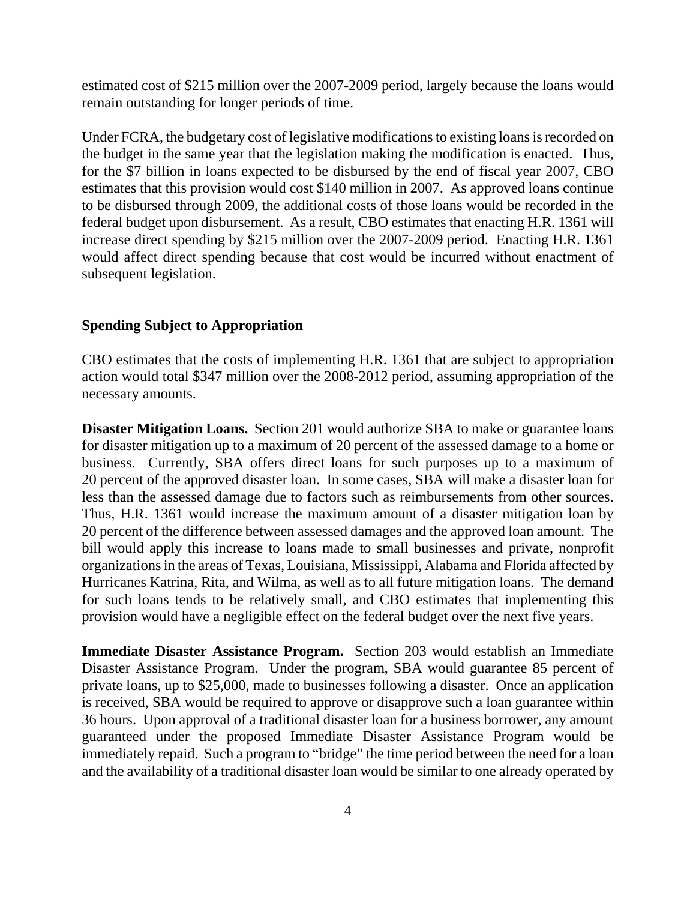estimated cost of $215 million over the 2007-2009 period, largely because the loans would remain outstanding for longer periods of time.

Under FCRA, the budgetary cost of legislative modifications to existing loans is recorded on the budget in the same year that the legislation making the modification is enacted. Thus, for the $7 billion in loans expected to be disbursed by the end of fiscal year 2007, CBO estimates that this provision would cost $140 million in 2007. As approved loans continue to be disbursed through 2009, the additional costs of those loans would be recorded in the federal budget upon disbursement. As a result, CBO estimates that enacting H.R. 1361 will increase direct spending by $215 million over the 2007-2009 period. Enacting H.R. 1361 would affect direct spending because that cost would be incurred without enactment of subsequent legislation.

### Spending Subject to Appropriation

CBO estimates that the costs of implementing H.R. 1361 that are subject to appropriation action would total $347 million over the 2008-2012 period, assuming appropriation of the necessary amounts.

**Disaster Mitigation Loans.** Section 201 would authorize SBA to make or guarantee loans for disaster mitigation up to a maximum of 20 percent of the assessed damage to a home or business. Currently, SBA offers direct loans for such purposes up to a maximum of 20 percent of the approved disaster loan. In some cases, SBA will make a disaster loan for less than the assessed damage due to factors such as reimbursements from other sources. Thus, H.R. 1361 would increase the maximum amount of a disaster mitigation loan by 20 percent of the difference between assessed damages and the approved loan amount. The bill would apply this increase to loans made to small businesses and private, nonprofit organizations in the areas of Texas, Louisiana, Mississippi, Alabama and Florida affected by Hurricanes Katrina, Rita, and Wilma, as well as to all future mitigation loans. The demand for such loans tends to be relatively small, and CBO estimates that implementing this provision would have a negligible effect on the federal budget over the next five years.

**Immediate Disaster Assistance Program.** Section 203 would establish an Immediate Disaster Assistance Program. Under the program, SBA would guarantee 85 percent of private loans, up to $25,000, made to businesses following a disaster. Once an application is received, SBA would be required to approve or disapprove such a loan guarantee within 36 hours. Upon approval of a traditional disaster loan for a business borrower, any amount guaranteed under the proposed Immediate Disaster Assistance Program would be immediately repaid. Such a program to "bridge" the time period between the need for a loan and the availability of a traditional disaster loan would be similar to one already operated by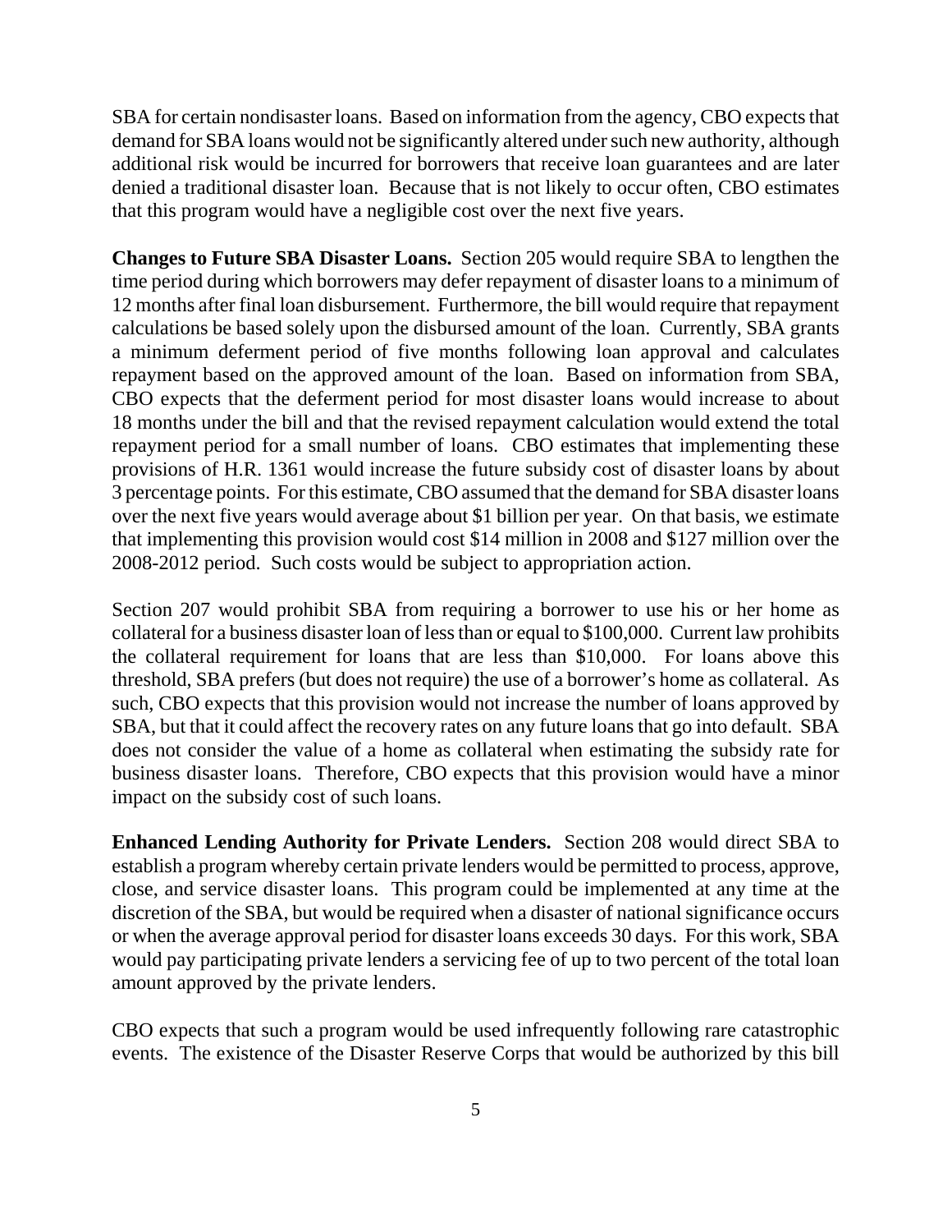SBA for certain nondisaster loans. Based on information from the agency, CBO expects that demand for SBA loans would not be significantly altered under such new authority, although additional risk would be incurred for borrowers that receive loan guarantees and are later denied a traditional disaster loan. Because that is not likely to occur often, CBO estimates that this program would have a negligible cost over the next five years.

**Changes to Future SBA Disaster Loans.** Section 205 would require SBA to lengthen the time period during which borrowers may defer repayment of disaster loans to a minimum of 12 months after final loan disbursement. Furthermore, the bill would require that repayment calculations be based solely upon the disbursed amount of the loan. Currently, SBA grants a minimum deferment period of five months following loan approval and calculates repayment based on the approved amount of the loan. Based on information from SBA, CBO expects that the deferment period for most disaster loans would increase to about 18 months under the bill and that the revised repayment calculation would extend the total repayment period for a small number of loans. CBO estimates that implementing these provisions of H.R. 1361 would increase the future subsidy cost of disaster loans by about 3 percentage points. For this estimate, CBO assumed that the demand for SBA disaster loans over the next five years would average about $1 billion per year. On that basis, we estimate that implementing this provision would cost $14 million in 2008 and $127 million over the 2008-2012 period. Such costs would be subject to appropriation action.

Section 207 would prohibit SBA from requiring a borrower to use his or her home as collateral for a business disaster loan of less than or equal to $100,000. Current law prohibits the collateral requirement for loans that are less than $10,000. For loans above this threshold, SBA prefers (but does not require) the use of a borrower's home as collateral. As such, CBO expects that this provision would not increase the number of loans approved by SBA, but that it could affect the recovery rates on any future loans that go into default. SBA does not consider the value of a home as collateral when estimating the subsidy rate for business disaster loans. Therefore, CBO expects that this provision would have a minor impact on the subsidy cost of such loans.

**Enhanced Lending Authority for Private Lenders.** Section 208 would direct SBA to establish a program whereby certain private lenders would be permitted to process, approve, close, and service disaster loans. This program could be implemented at any time at the discretion of the SBA, but would be required when a disaster of national significance occurs or when the average approval period for disaster loans exceeds 30 days. For this work, SBA would pay participating private lenders a servicing fee of up to two percent of the total loan amount approved by the private lenders.

CBO expects that such a program would be used infrequently following rare catastrophic events. The existence of the Disaster Reserve Corps that would be authorized by this bill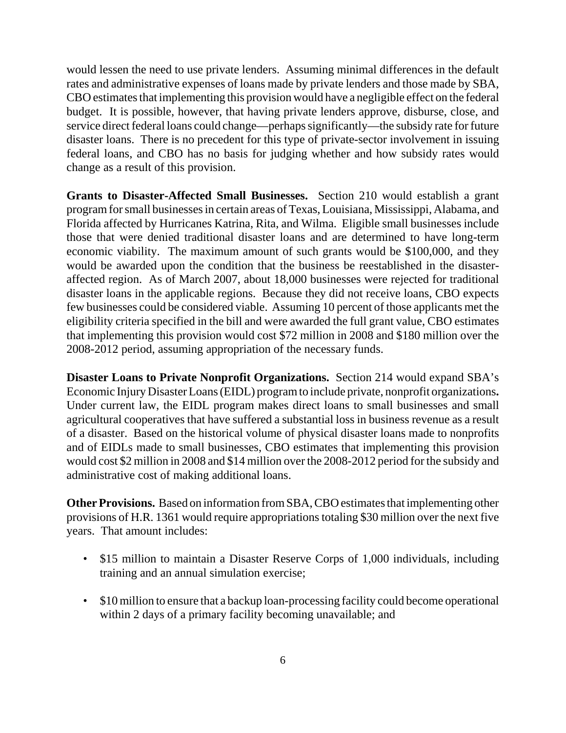would lessen the need to use private lenders. Assuming minimal differences in the default rates and administrative expenses of loans made by private lenders and those made by SBA, CBO estimates that implementing this provision would have a negligible effect on the federal budget. It is possible, however, that having private lenders approve, disburse, close, and service direct federal loans could change—perhaps significantly—the subsidy rate for future disaster loans. There is no precedent for this type of private-sector involvement in issuing federal loans, and CBO has no basis for judging whether and how subsidy rates would change as a result of this provision.

**Grants to Disaster-Affected Small Businesses.** Section 210 would establish a grant program for small businesses in certain areas of Texas, Louisiana, Mississippi, Alabama, and Florida affected by Hurricanes Katrina, Rita, and Wilma. Eligible small businesses include those that were denied traditional disaster loans and are determined to have long-term economic viability. The maximum amount of such grants would be $100,000, and they would be awarded upon the condition that the business be reestablished in the disaster-affected region. As of March 2007, about 18,000 businesses were rejected for traditional disaster loans in the applicable regions. Because they did not receive loans, CBO expects few businesses could be considered viable. Assuming 10 percent of those applicants met the eligibility criteria specified in the bill and were awarded the full grant value, CBO estimates that implementing this provision would cost $72 million in 2008 and $180 million over the 2008-2012 period, assuming appropriation of the necessary funds.

**Disaster Loans to Private Nonprofit Organizations.** Section 214 would expand SBA's Economic Injury Disaster Loans (EIDL) program to include private, nonprofit organizations**.** Under current law, the EIDL program makes direct loans to small businesses and small agricultural cooperatives that have suffered a substantial loss in business revenue as a result of a disaster. Based on the historical volume of physical disaster loans made to nonprofits and of EIDLs made to small businesses, CBO estimates that implementing this provision would cost $2 million in 2008 and $14 million over the 2008-2012 period for the subsidy and administrative cost of making additional loans.

**Other Provisions.** Based on information from SBA, CBO estimates that implementing other provisions of H.R. 1361 would require appropriations totaling $30 million over the next five years. That amount includes:

- $15 million to maintain a Disaster Reserve Corps of 1,000 individuals, including training and an annual simulation exercise;
- $10 million to ensure that a backup loan-processing facility could become operational within 2 days of a primary facility becoming unavailable; and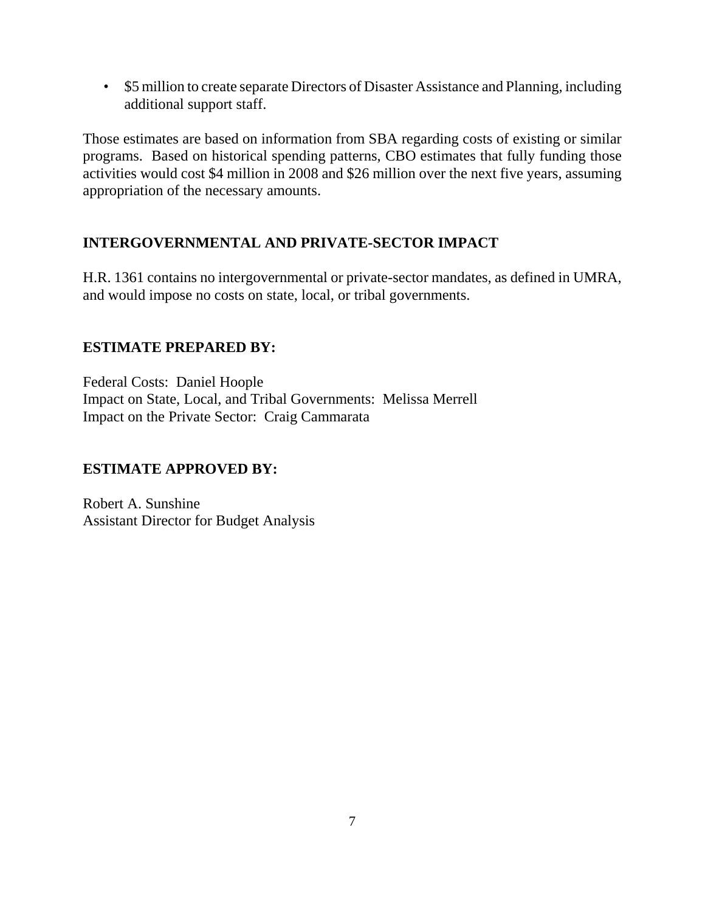- $5 million to create separate Directors of Disaster Assistance and Planning, including additional support staff.

Those estimates are based on information from SBA regarding costs of existing or similar programs. Based on historical spending patterns, CBO estimates that fully funding those activities would cost $4 million in 2008 and $26 million over the next five years, assuming appropriation of the necessary amounts.

## INTERGOVERNMENTAL AND PRIVATE-SECTOR IMPACT

H.R. 1361 contains no intergovernmental or private-sector mandates, as defined in UMRA, and would impose no costs on state, local, or tribal governments.

## ESTIMATE PREPARED BY:

Federal Costs: Daniel Hoople
Impact on State, Local, and Tribal Governments: Melissa Merrell
Impact on the Private Sector: Craig Cammarata

## ESTIMATE APPROVED BY:

Robert A. Sunshine
Assistant Director for Budget Analysis